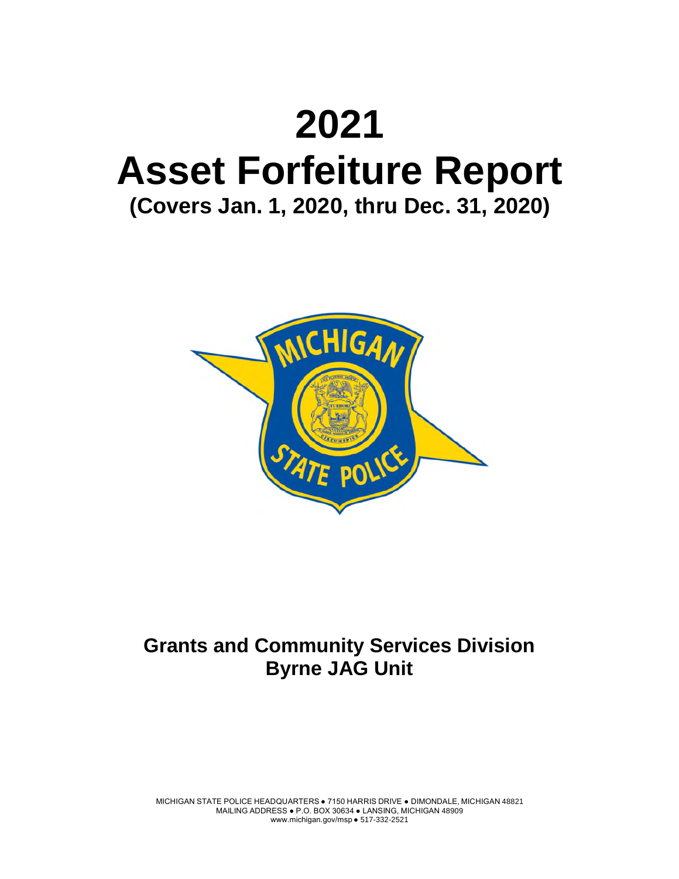# 2021
# Asset Forfeiture Report
## (Covers Jan. 1, 2020, thru Dec. 31, 2020)

## Grants and Community Services Division
## Byrne JAG Unit

MICHIGAN STATE POLICE HEADQUARTERS ● 7150 HARRIS DRIVE ● DIMONDALE, MICHIGAN 48821
MAILING ADDRESS ● P.O. BOX 30634 ● LANSING, MICHIGAN 48909
www.michigan.gov/msp ● 517-332-2521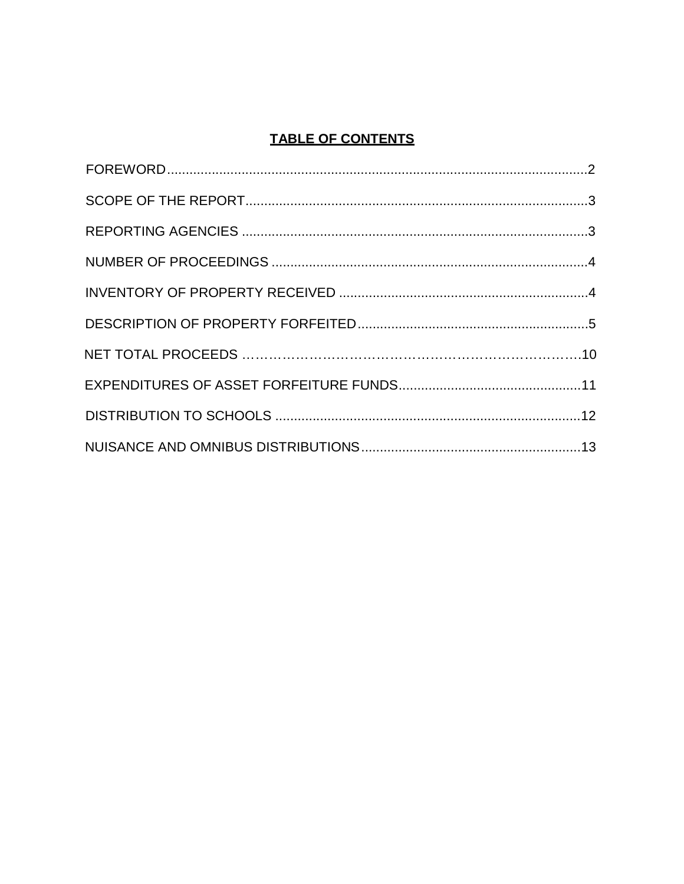# TABLE OF CONTENTS

FOREWORD....................................................................................................................2

SCOPE OF THE REPORT............................................................................................3

REPORTING AGENCIES .............................................................................................3

NUMBER OF PROCEEDINGS .....................................................................................4

INVENTORY OF PROPERTY RECEIVED ...................................................................4

DESCRIPTION OF PROPERTY FORFEITED..............................................................5

NET TOTAL PROCEEDS ……………………………………………………………….10

EXPENDITURES OF ASSET FORFEITURE FUNDS.................................................11

DISTRIBUTION TO SCHOOLS ..................................................................................12

NUISANCE AND OMNIBUS DISTRIBUTIONS...........................................................13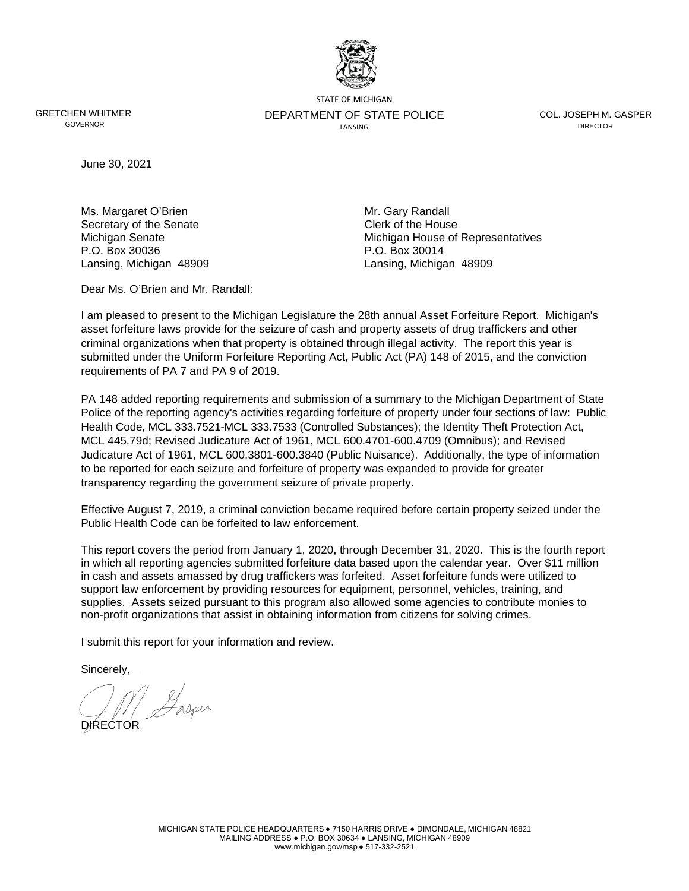STATE OF MICHIGAN

DEPARTMENT OF STATE POLICE

LANSING

GRETCHEN WHITMER
GOVERNOR

COL. JOSEPH M. GASPER
DIRECTOR

June 30, 2021

Ms. Margaret O'Brien
Secretary of the Senate
Michigan Senate
P.O. Box 30036
Lansing, Michigan 48909

Mr. Gary Randall
Clerk of the House
Michigan House of Representatives
P.O. Box 30014
Lansing, Michigan 48909

Dear Ms. O'Brien and Mr. Randall:

I am pleased to present to the Michigan Legislature the 28th annual Asset Forfeiture Report. Michigan's asset forfeiture laws provide for the seizure of cash and property assets of drug traffickers and other criminal organizations when that property is obtained through illegal activity. The report this year is submitted under the Uniform Forfeiture Reporting Act, Public Act (PA) 148 of 2015, and the conviction requirements of PA 7 and PA 9 of 2019.

PA 148 added reporting requirements and submission of a summary to the Michigan Department of State Police of the reporting agency's activities regarding forfeiture of property under four sections of law: Public Health Code, MCL 333.7521-MCL 333.7533 (Controlled Substances); the Identity Theft Protection Act, MCL 445.79d; Revised Judicature Act of 1961, MCL 600.4701-600.4709 (Omnibus); and Revised Judicature Act of 1961, MCL 600.3801-600.3840 (Public Nuisance). Additionally, the type of information to be reported for each seizure and forfeiture of property was expanded to provide for greater transparency regarding the government seizure of private property.

Effective August 7, 2019, a criminal conviction became required before certain property seized under the Public Health Code can be forfeited to law enforcement.

This report covers the period from January 1, 2020, through December 31, 2020. This is the fourth report in which all reporting agencies submitted forfeiture data based upon the calendar year. Over $11 million in cash and assets amassed by drug traffickers was forfeited. Asset forfeiture funds were utilized to support law enforcement by providing resources for equipment, personnel, vehicles, training, and supplies. Assets seized pursuant to this program also allowed some agencies to contribute monies to non-profit organizations that assist in obtaining information from citizens for solving crimes.

I submit this report for your information and review.

Sincerely,

DIRECTOR

MICHIGAN STATE POLICE HEADQUARTERS ● 7150 HARRIS DRIVE ● DIMONDALE, MICHIGAN 48821
MAILING ADDRESS ● P.O. BOX 30634 ● LANSING, MICHIGAN 48909
www.michigan.gov/msp ● 517-332-2521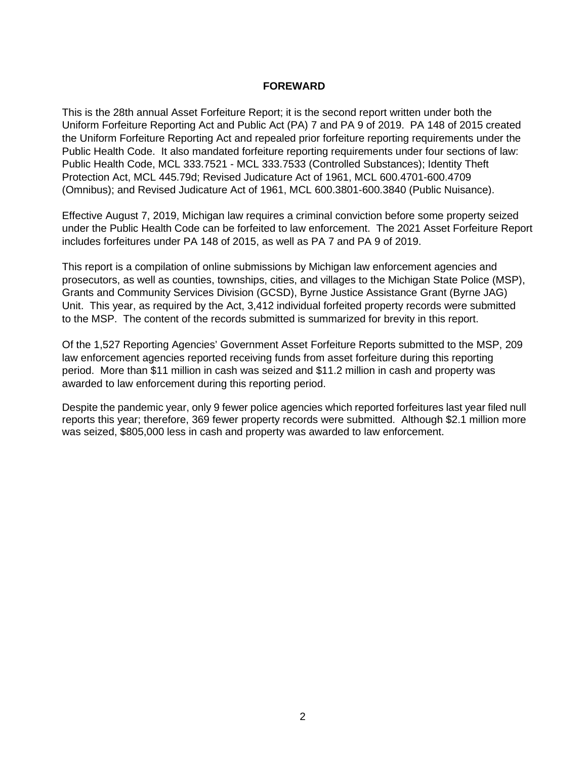# FOREWARD

This is the 28th annual Asset Forfeiture Report; it is the second report written under both the Uniform Forfeiture Reporting Act and Public Act (PA) 7 and PA 9 of 2019. PA 148 of 2015 created the Uniform Forfeiture Reporting Act and repealed prior forfeiture reporting requirements under the Public Health Code. It also mandated forfeiture reporting requirements under four sections of law: Public Health Code, MCL 333.7521 - MCL 333.7533 (Controlled Substances); Identity Theft Protection Act, MCL 445.79d; Revised Judicature Act of 1961, MCL 600.4701-600.4709 (Omnibus); and Revised Judicature Act of 1961, MCL 600.3801-600.3840 (Public Nuisance).

Effective August 7, 2019, Michigan law requires a criminal conviction before some property seized under the Public Health Code can be forfeited to law enforcement. The 2021 Asset Forfeiture Report includes forfeitures under PA 148 of 2015, as well as PA 7 and PA 9 of 2019.

This report is a compilation of online submissions by Michigan law enforcement agencies and prosecutors, as well as counties, townships, cities, and villages to the Michigan State Police (MSP), Grants and Community Services Division (GCSD), Byrne Justice Assistance Grant (Byrne JAG) Unit. This year, as required by the Act, 3,412 individual forfeited property records were submitted to the MSP. The content of the records submitted is summarized for brevity in this report.

Of the 1,527 Reporting Agencies' Government Asset Forfeiture Reports submitted to the MSP, 209 law enforcement agencies reported receiving funds from asset forfeiture during this reporting period. More than $11 million in cash was seized and $11.2 million in cash and property was awarded to law enforcement during this reporting period.

Despite the pandemic year, only 9 fewer police agencies which reported forfeitures last year filed null reports this year; therefore, 369 fewer property records were submitted. Although $2.1 million more was seized, $805,000 less in cash and property was awarded to law enforcement.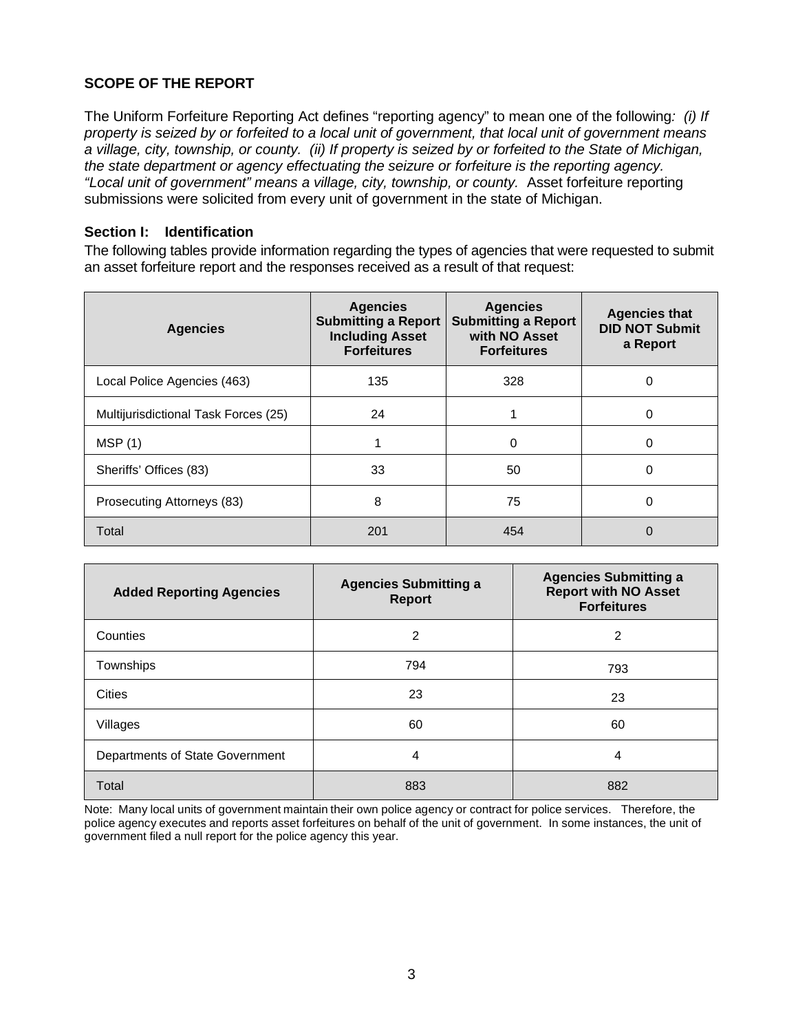## SCOPE OF THE REPORT

The Uniform Forfeiture Reporting Act defines "reporting agency" to mean one of the following*: (i) If property is seized by or forfeited to a local unit of government, that local unit of government means a village, city, township, or county. (ii) If property is seized by or forfeited to the State of Michigan, the state department or agency effectuating the seizure or forfeiture is the reporting agency. "Local unit of government" means a village, city, township, or county.* Asset forfeiture reporting submissions were solicited from every unit of government in the state of Michigan.

### Section I: Identification

The following tables provide information regarding the types of agencies that were requested to submit an asset forfeiture report and the responses received as a result of that request:

| Agencies | Agencies Submitting a Report Including Asset Forfeitures | Agencies Submitting a Report with NO Asset Forfeitures | Agencies that DID NOT Submit a Report |
|---|---|---|---|
| Local Police Agencies (463) | 135 | 328 | 0 |
| Multijurisdictional Task Forces (25) | 24 | 1 | 0 |
| MSP (1) | 1 | 0 | 0 |
| Sheriffs' Offices (83) | 33 | 50 | 0 |
| Prosecuting Attorneys (83) | 8 | 75 | 0 |
| Total | 201 | 454 | 0 |

| Added Reporting Agencies | Agencies Submitting a Report | Agencies Submitting a Report with NO Asset Forfeitures |
|---|---|---|
| Counties | 2 | 2 |
| Townships | 794 | 793 |
| Cities | 23 | 23 |
| Villages | 60 | 60 |
| Departments of State Government | 4 | 4 |
| Total | 883 | 882 |

Note: Many local units of government maintain their own police agency or contract for police services. Therefore, the police agency executes and reports asset forfeitures on behalf of the unit of government. In some instances, the unit of government filed a null report for the police agency this year.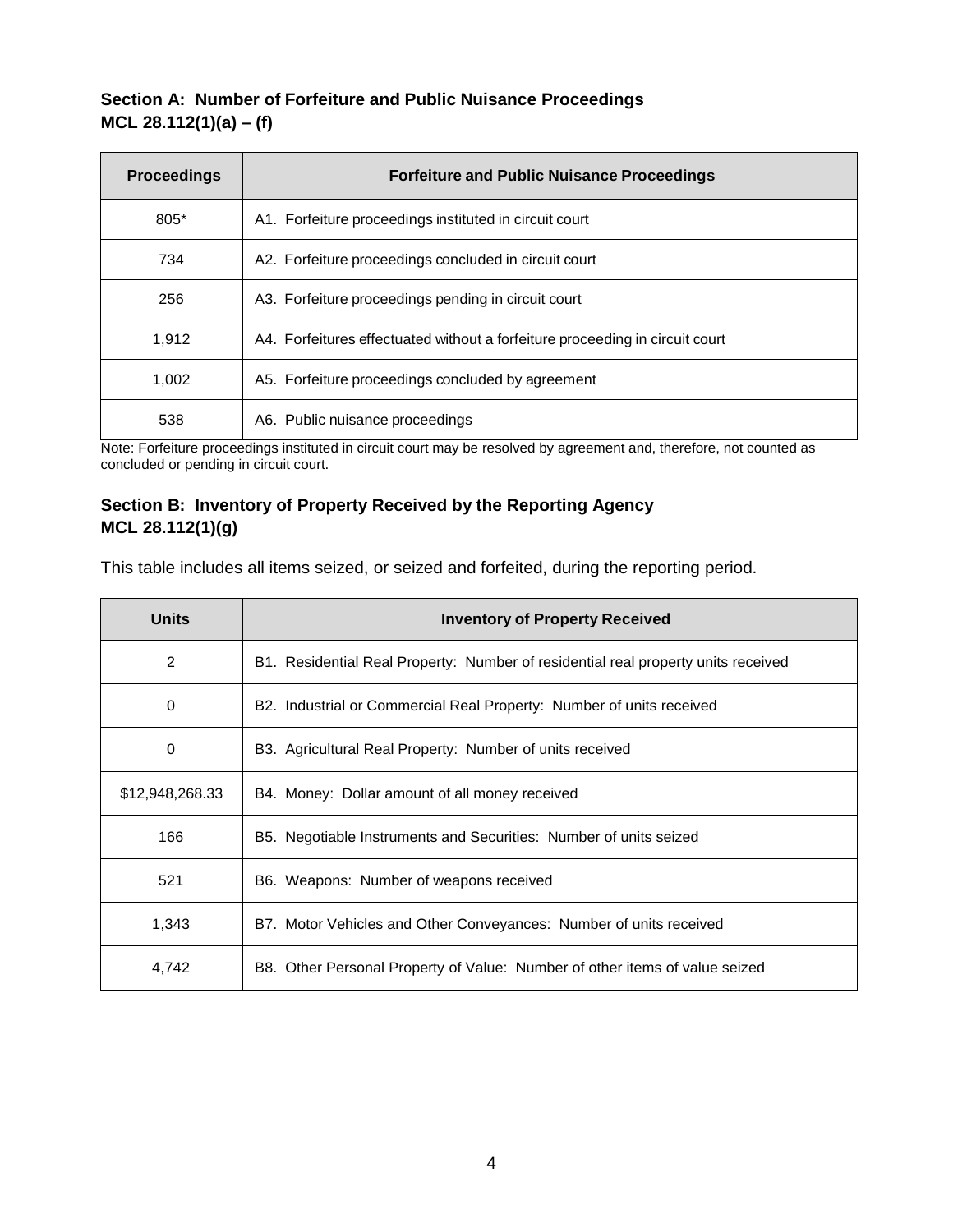## Section A: Number of Forfeiture and Public Nuisance Proceedings
## MCL 28.112(1)(a) – (f)

| Proceedings | Forfeiture and Public Nuisance Proceedings |
| --- | --- |
| 805* | A1. Forfeiture proceedings instituted in circuit court |
| 734 | A2. Forfeiture proceedings concluded in circuit court |
| 256 | A3. Forfeiture proceedings pending in circuit court |
| 1,912 | A4. Forfeitures effectuated without a forfeiture proceeding in circuit court |
| 1,002 | A5. Forfeiture proceedings concluded by agreement |
| 538 | A6. Public nuisance proceedings |

Note: Forfeiture proceedings instituted in circuit court may be resolved by agreement and, therefore, not counted as concluded or pending in circuit court.

## Section B: Inventory of Property Received by the Reporting Agency
## MCL 28.112(1)(g)

This table includes all items seized, or seized and forfeited, during the reporting period.

| Units | Inventory of Property Received |
| --- | --- |
| 2 | B1. Residential Real Property: Number of residential real property units received |
| 0 | B2. Industrial or Commercial Real Property: Number of units received |
| 0 | B3. Agricultural Real Property: Number of units received |
| $12,948,268.33 | B4. Money: Dollar amount of all money received |
| 166 | B5. Negotiable Instruments and Securities: Number of units seized |
| 521 | B6. Weapons: Number of weapons received |
| 1,343 | B7. Motor Vehicles and Other Conveyances: Number of units received |
| 4,742 | B8. Other Personal Property of Value: Number of other items of value seized |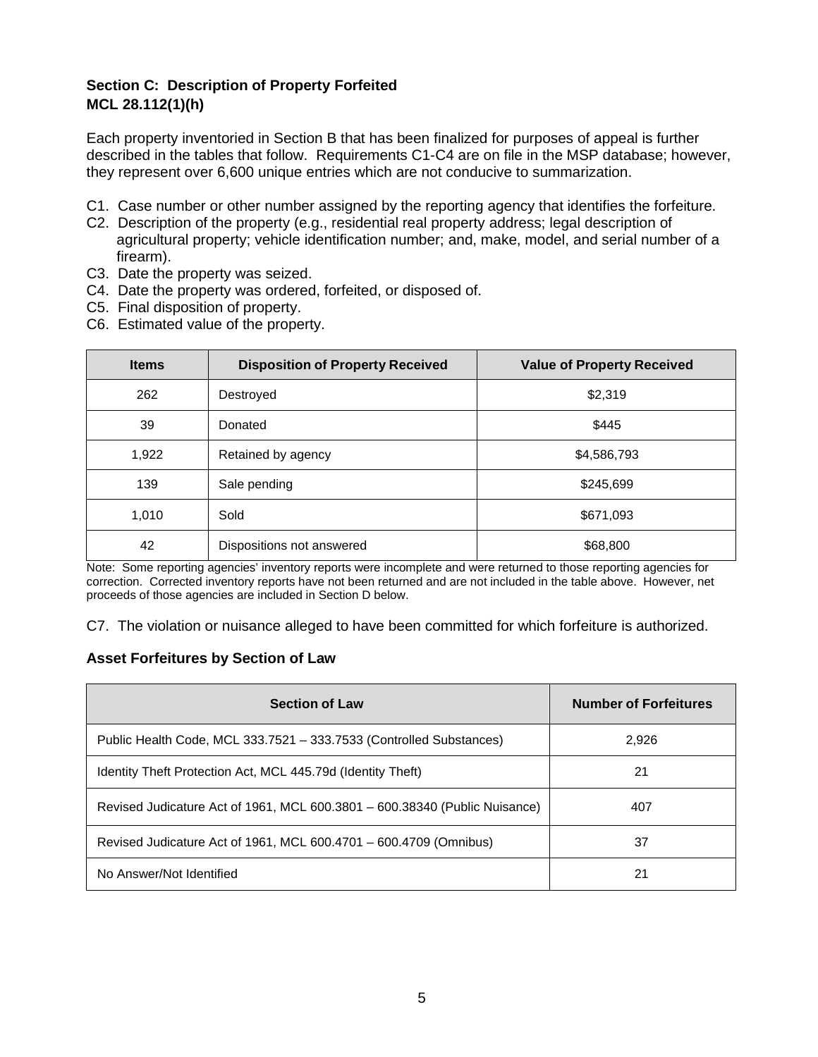## Section C: Description of Property Forfeited
## MCL 28.112(1)(h)

Each property inventoried in Section B that has been finalized for purposes of appeal is further described in the tables that follow. Requirements C1-C4 are on file in the MSP database; however, they represent over 6,600 unique entries which are not conducive to summarization.

- C1. Case number or other number assigned by the reporting agency that identifies the forfeiture.
- C2. Description of the property (e.g., residential real property address; legal description of agricultural property; vehicle identification number; and, make, model, and serial number of a firearm).
- C3. Date the property was seized.
- C4. Date the property was ordered, forfeited, or disposed of.
- C5. Final disposition of property.
- C6. Estimated value of the property.

| Items | Disposition of Property Received | Value of Property Received |
|---|---|---|
| 262 | Destroyed | $2,319 |
| 39 | Donated | $445 |
| 1,922 | Retained by agency | $4,586,793 |
| 139 | Sale pending | $245,699 |
| 1,010 | Sold | $671,093 |
| 42 | Dispositions not answered | $68,800 |

Note: Some reporting agencies' inventory reports were incomplete and were returned to those reporting agencies for correction. Corrected inventory reports have not been returned and are not included in the table above. However, net proceeds of those agencies are included in Section D below.

C7. The violation or nuisance alleged to have been committed for which forfeiture is authorized.

### Asset Forfeitures by Section of Law

| Section of Law | Number of Forfeitures |
|---|---|
| Public Health Code, MCL 333.7521 – 333.7533 (Controlled Substances) | 2,926 |
| Identity Theft Protection Act, MCL 445.79d (Identity Theft) | 21 |
| Revised Judicature Act of 1961, MCL 600.3801 – 600.38340 (Public Nuisance) | 407 |
| Revised Judicature Act of 1961, MCL 600.4701 – 600.4709 (Omnibus) | 37 |
| No Answer/Not Identified | 21 |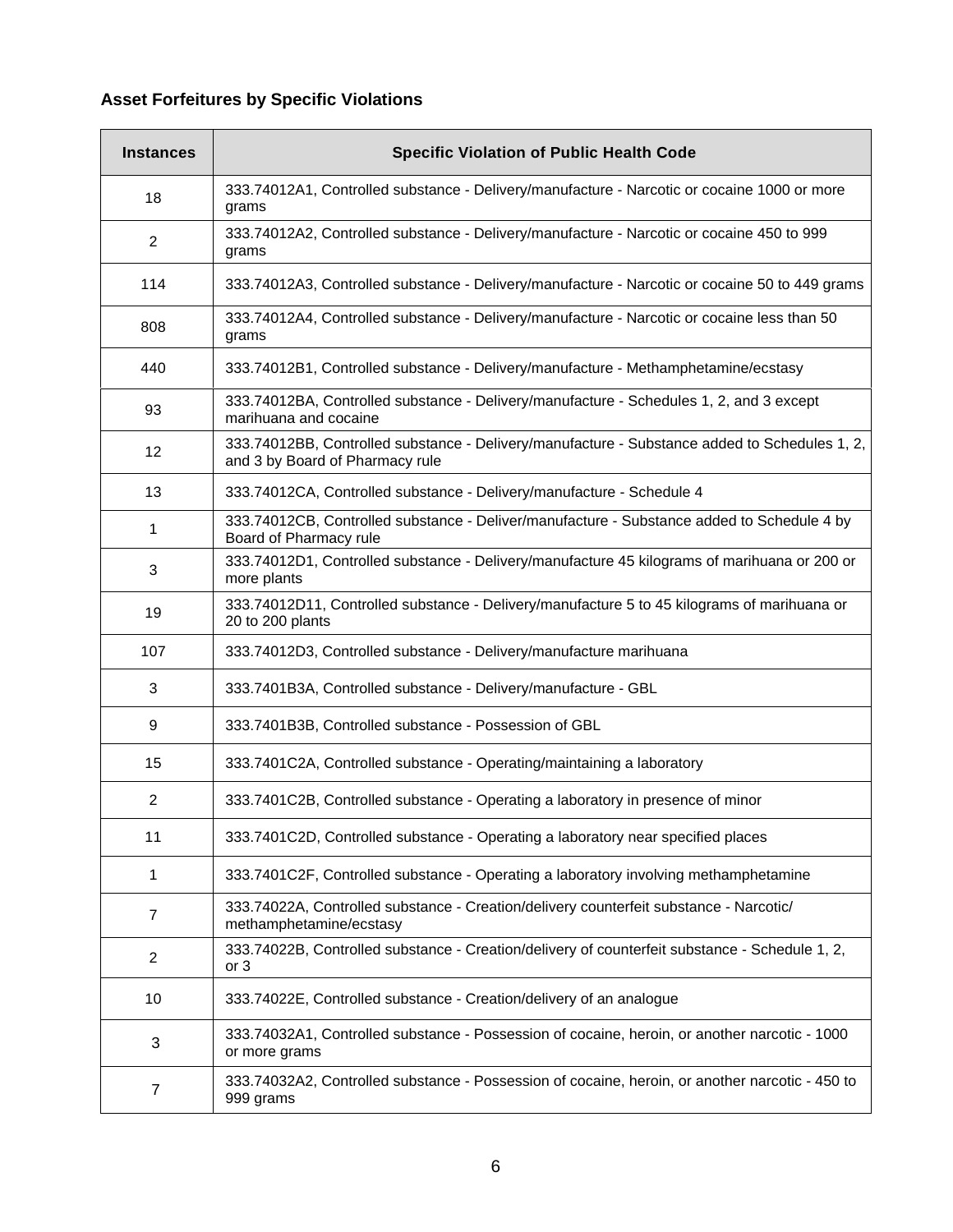### Asset Forfeitures by Specific Violations

| Instances | Specific Violation of Public Health Code |
|---|---|
| 18 | 333.74012A1, Controlled substance - Delivery/manufacture - Narcotic or cocaine 1000 or more grams |
| 2 | 333.74012A2, Controlled substance - Delivery/manufacture - Narcotic or cocaine 450 to 999 grams |
| 114 | 333.74012A3, Controlled substance - Delivery/manufacture - Narcotic or cocaine 50 to 449 grams |
| 808 | 333.74012A4, Controlled substance - Delivery/manufacture - Narcotic or cocaine less than 50 grams |
| 440 | 333.74012B1, Controlled substance - Delivery/manufacture - Methamphetamine/ecstasy |
| 93 | 333.74012BA, Controlled substance - Delivery/manufacture - Schedules 1, 2, and 3 except marihuana and cocaine |
| 12 | 333.74012BB, Controlled substance - Delivery/manufacture - Substance added to Schedules 1, 2, and 3 by Board of Pharmacy rule |
| 13 | 333.74012CA, Controlled substance - Delivery/manufacture - Schedule 4 |
| 1 | 333.74012CB, Controlled substance - Deliver/manufacture - Substance added to Schedule 4 by Board of Pharmacy rule |
| 3 | 333.74012D1, Controlled substance - Delivery/manufacture 45 kilograms of marihuana or 200 or more plants |
| 19 | 333.74012D11, Controlled substance - Delivery/manufacture 5 to 45 kilograms of marihuana or 20 to 200 plants |
| 107 | 333.74012D3, Controlled substance - Delivery/manufacture marihuana |
| 3 | 333.7401B3A, Controlled substance - Delivery/manufacture - GBL |
| 9 | 333.7401B3B, Controlled substance - Possession of GBL |
| 15 | 333.7401C2A, Controlled substance - Operating/maintaining a laboratory |
| 2 | 333.7401C2B, Controlled substance - Operating a laboratory in presence of minor |
| 11 | 333.7401C2D, Controlled substance - Operating a laboratory near specified places |
| 1 | 333.7401C2F, Controlled substance - Operating a laboratory involving methamphetamine |
| 7 | 333.74022A, Controlled substance - Creation/delivery counterfeit substance - Narcotic/ methamphetamine/ecstasy |
| 2 | 333.74022B, Controlled substance - Creation/delivery of counterfeit substance - Schedule 1, 2, or 3 |
| 10 | 333.74022E, Controlled substance - Creation/delivery of an analogue |
| 3 | 333.74032A1, Controlled substance - Possession of cocaine, heroin, or another narcotic - 1000 or more grams |
| 7 | 333.74032A2, Controlled substance - Possession of cocaine, heroin, or another narcotic - 450 to 999 grams |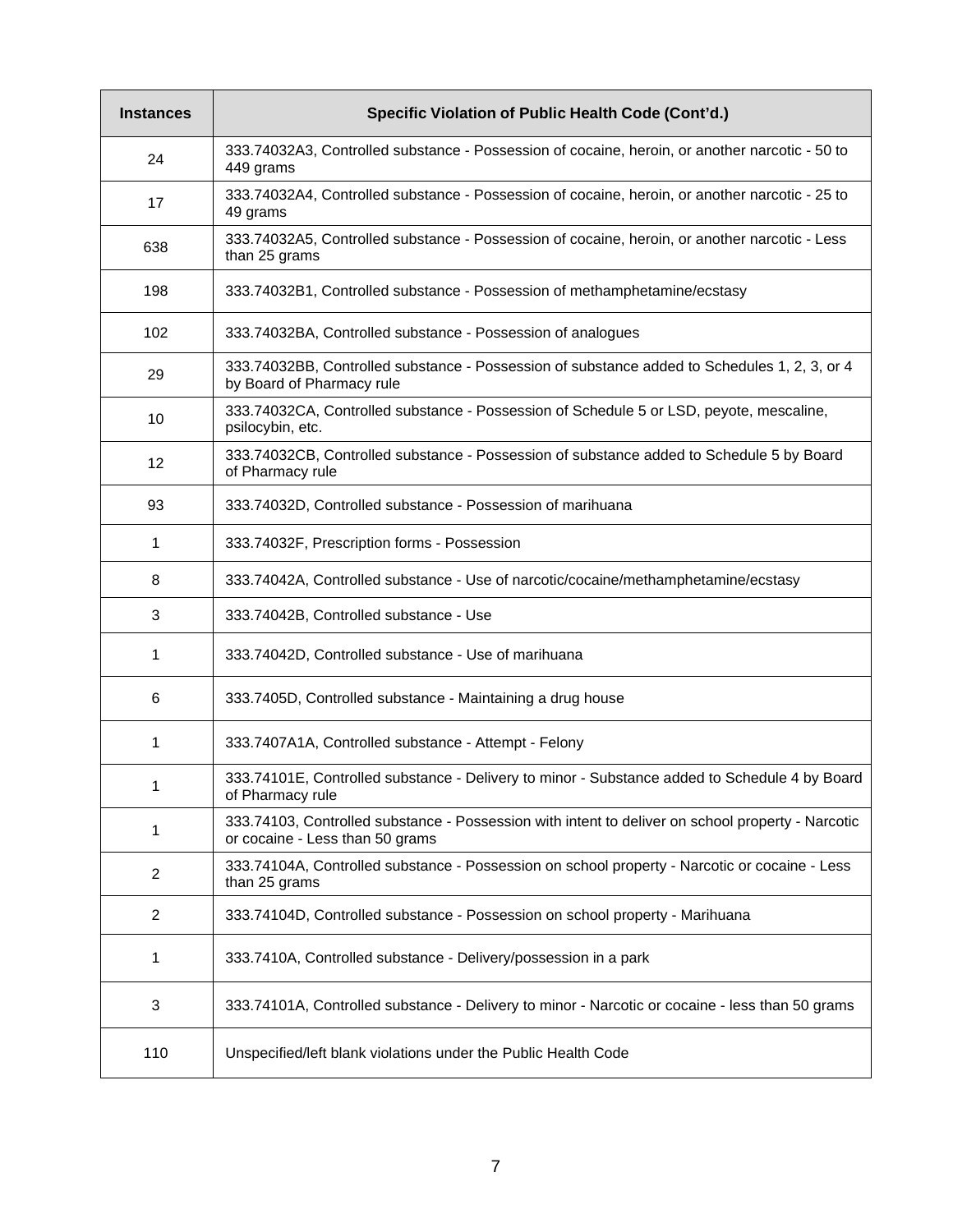| Instances | Specific Violation of Public Health Code (Cont'd.) |
|---|---|
| 24 | 333.74032A3, Controlled substance - Possession of cocaine, heroin, or another narcotic - 50 to 449 grams |
| 17 | 333.74032A4, Controlled substance - Possession of cocaine, heroin, or another narcotic - 25 to 49 grams |
| 638 | 333.74032A5, Controlled substance - Possession of cocaine, heroin, or another narcotic - Less than 25 grams |
| 198 | 333.74032B1, Controlled substance - Possession of methamphetamine/ecstasy |
| 102 | 333.74032BA, Controlled substance - Possession of analogues |
| 29 | 333.74032BB, Controlled substance - Possession of substance added to Schedules 1, 2, 3, or 4 by Board of Pharmacy rule |
| 10 | 333.74032CA, Controlled substance - Possession of Schedule 5 or LSD, peyote, mescaline, psilocybin, etc. |
| 12 | 333.74032CB, Controlled substance - Possession of substance added to Schedule 5 by Board of Pharmacy rule |
| 93 | 333.74032D, Controlled substance - Possession of marihuana |
| 1 | 333.74032F, Prescription forms - Possession |
| 8 | 333.74042A, Controlled substance - Use of narcotic/cocaine/methamphetamine/ecstasy |
| 3 | 333.74042B, Controlled substance - Use |
| 1 | 333.74042D, Controlled substance - Use of marihuana |
| 6 | 333.7405D, Controlled substance - Maintaining a drug house |
| 1 | 333.7407A1A, Controlled substance - Attempt - Felony |
| 1 | 333.74101E, Controlled substance - Delivery to minor - Substance added to Schedule 4 by Board of Pharmacy rule |
| 1 | 333.74103, Controlled substance - Possession with intent to deliver on school property - Narcotic or cocaine - Less than 50 grams |
| 2 | 333.74104A, Controlled substance - Possession on school property - Narcotic or cocaine - Less than 25 grams |
| 2 | 333.74104D, Controlled substance - Possession on school property - Marihuana |
| 1 | 333.7410A, Controlled substance - Delivery/possession in a park |
| 3 | 333.74101A, Controlled substance - Delivery to minor - Narcotic or cocaine - less than 50 grams |
| 110 | Unspecified/left blank violations under the Public Health Code |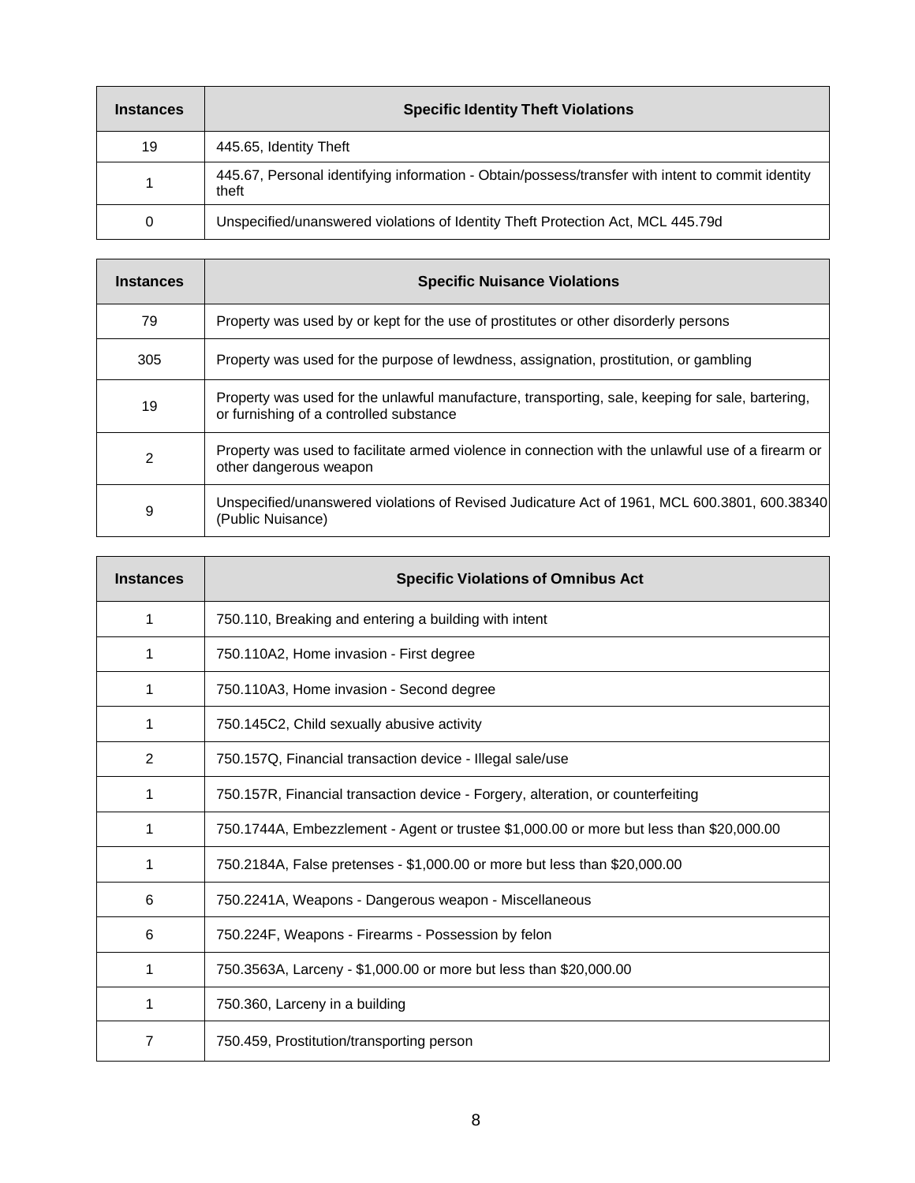| Instances | Specific Identity Theft Violations |
|---|---|
| 19 | 445.65, Identity Theft |
| 1 | 445.67, Personal identifying information - Obtain/possess/transfer with intent to commit identity theft |
| 0 | Unspecified/unanswered violations of Identity Theft Protection Act, MCL 445.79d |

| Instances | Specific Nuisance Violations |
|---|---|
| 79 | Property was used by or kept for the use of prostitutes or other disorderly persons |
| 305 | Property was used for the purpose of lewdness, assignation, prostitution, or gambling |
| 19 | Property was used for the unlawful manufacture, transporting, sale, keeping for sale, bartering, or furnishing of a controlled substance |
| 2 | Property was used to facilitate armed violence in connection with the unlawful use of a firearm or other dangerous weapon |
| 9 | Unspecified/unanswered violations of Revised Judicature Act of 1961, MCL 600.3801, 600.38340 (Public Nuisance) |

| Instances | Specific Violations of Omnibus Act |
|---|---|
| 1 | 750.110, Breaking and entering a building with intent |
| 1 | 750.110A2, Home invasion - First degree |
| 1 | 750.110A3, Home invasion - Second degree |
| 1 | 750.145C2, Child sexually abusive activity |
| 2 | 750.157Q, Financial transaction device - Illegal sale/use |
| 1 | 750.157R, Financial transaction device - Forgery, alteration, or counterfeiting |
| 1 | 750.1744A, Embezzlement - Agent or trustee $1,000.00 or more but less than $20,000.00 |
| 1 | 750.2184A, False pretenses - $1,000.00 or more but less than $20,000.00 |
| 6 | 750.2241A, Weapons - Dangerous weapon - Miscellaneous |
| 6 | 750.224F, Weapons - Firearms - Possession by felon |
| 1 | 750.3563A, Larceny - $1,000.00 or more but less than $20,000.00 |
| 1 | 750.360, Larceny in a building |
| 7 | 750.459, Prostitution/transporting person |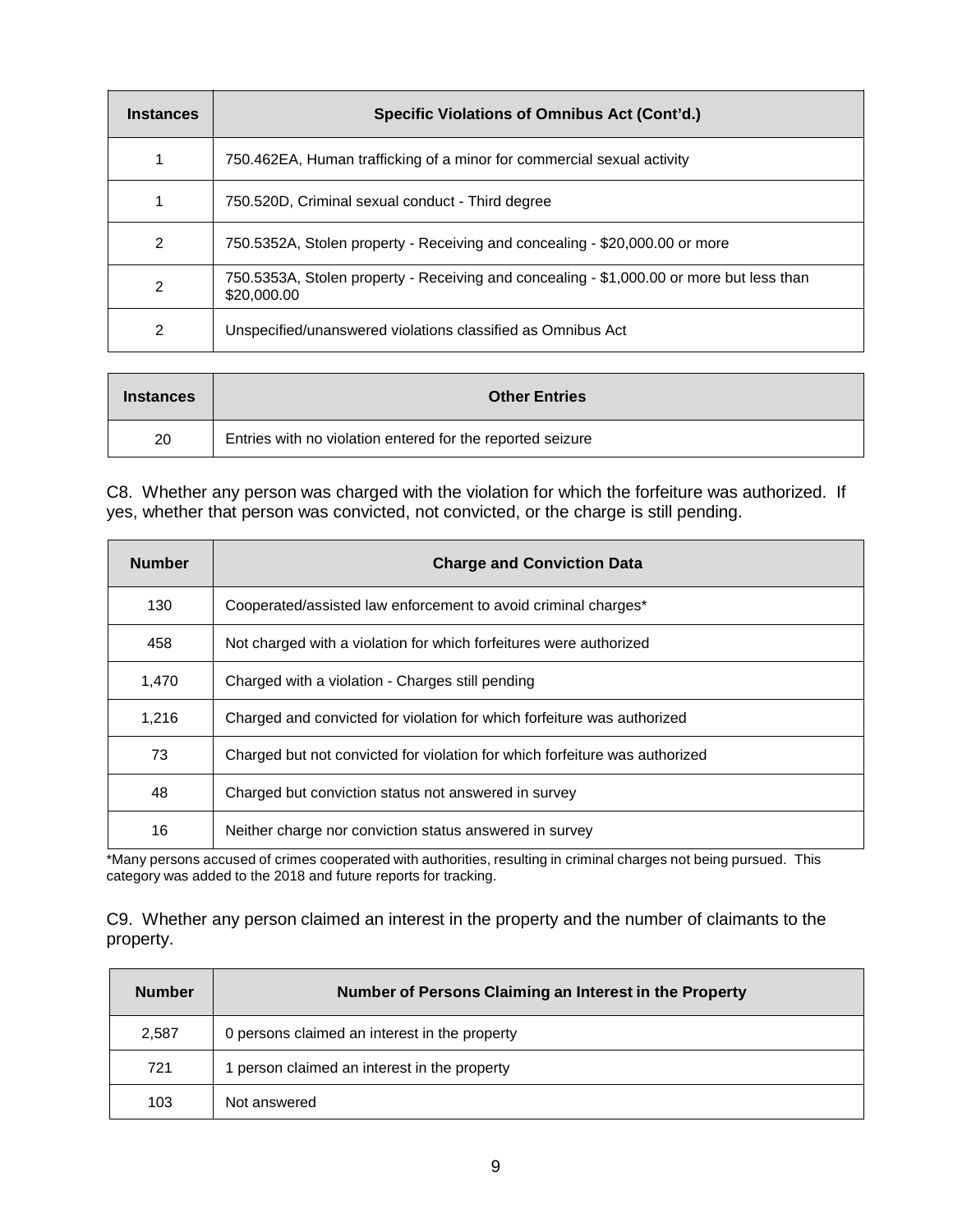| Instances | Specific Violations of Omnibus Act (Cont'd.) |
|---|---|
| 1 | 750.462EA, Human trafficking of a minor for commercial sexual activity |
| 1 | 750.520D, Criminal sexual conduct - Third degree |
| 2 | 750.5352A, Stolen property - Receiving and concealing - $20,000.00 or more |
| 2 | 750.5353A, Stolen property - Receiving and concealing - $1,000.00 or more but less than $20,000.00 |
| 2 | Unspecified/unanswered violations classified as Omnibus Act |

| Instances | Other Entries |
|---|---|
| 20 | Entries with no violation entered for the reported seizure |

C8. Whether any person was charged with the violation for which the forfeiture was authorized. If yes, whether that person was convicted, not convicted, or the charge is still pending.

| Number | Charge and Conviction Data |
|---|---|
| 130 | Cooperated/assisted law enforcement to avoid criminal charges* |
| 458 | Not charged with a violation for which forfeitures were authorized |
| 1,470 | Charged with a violation - Charges still pending |
| 1,216 | Charged and convicted for violation for which forfeiture was authorized |
| 73 | Charged but not convicted for violation for which forfeiture was authorized |
| 48 | Charged but conviction status not answered in survey |
| 16 | Neither charge nor conviction status answered in survey |

*Many persons accused of crimes cooperated with authorities, resulting in criminal charges not being pursued. This category was added to the 2018 and future reports for tracking.

C9. Whether any person claimed an interest in the property and the number of claimants to the property.

| Number | Number of Persons Claiming an Interest in the Property |
|---|---|
| 2,587 | 0 persons claimed an interest in the property |
| 721 | 1 person claimed an interest in the property |
| 103 | Not answered |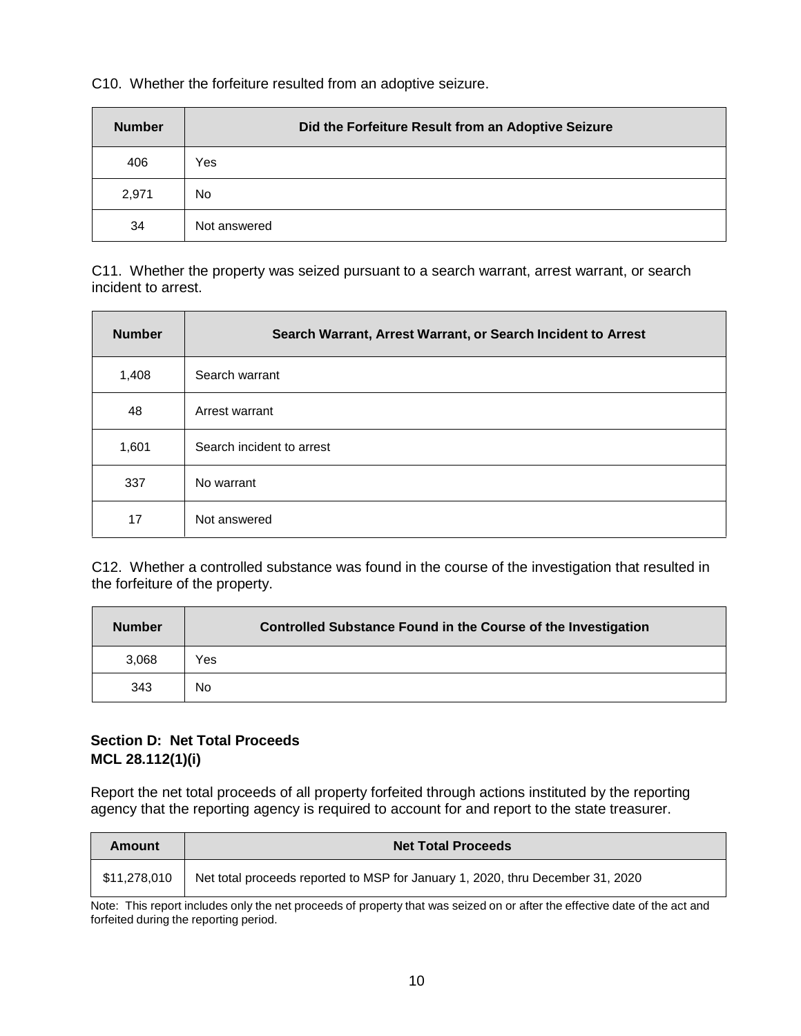C10. Whether the forfeiture resulted from an adoptive seizure.

| Number | Did the Forfeiture Result from an Adoptive Seizure |
|---|---|
| 406 | Yes |
| 2,971 | No |
| 34 | Not answered |

C11. Whether the property was seized pursuant to a search warrant, arrest warrant, or search incident to arrest.

| Number | Search Warrant, Arrest Warrant, or Search Incident to Arrest |
|---|---|
| 1,408 | Search warrant |
| 48 | Arrest warrant |
| 1,601 | Search incident to arrest |
| 337 | No warrant |
| 17 | Not answered |

C12. Whether a controlled substance was found in the course of the investigation that resulted in the forfeiture of the property.

| Number | Controlled Substance Found in the Course of the Investigation |
|---|---|
| 3,068 | Yes |
| 343 | No |

**Section D: Net Total Proceeds**
**MCL 28.112(1)(i)**

Report the net total proceeds of all property forfeited through actions instituted by the reporting agency that the reporting agency is required to account for and report to the state treasurer.

| Amount | Net Total Proceeds |
|---|---|
| $11,278,010 | Net total proceeds reported to MSP for January 1, 2020, thru December 31, 2020 |

Note: This report includes only the net proceeds of property that was seized on or after the effective date of the act and forfeited during the reporting period.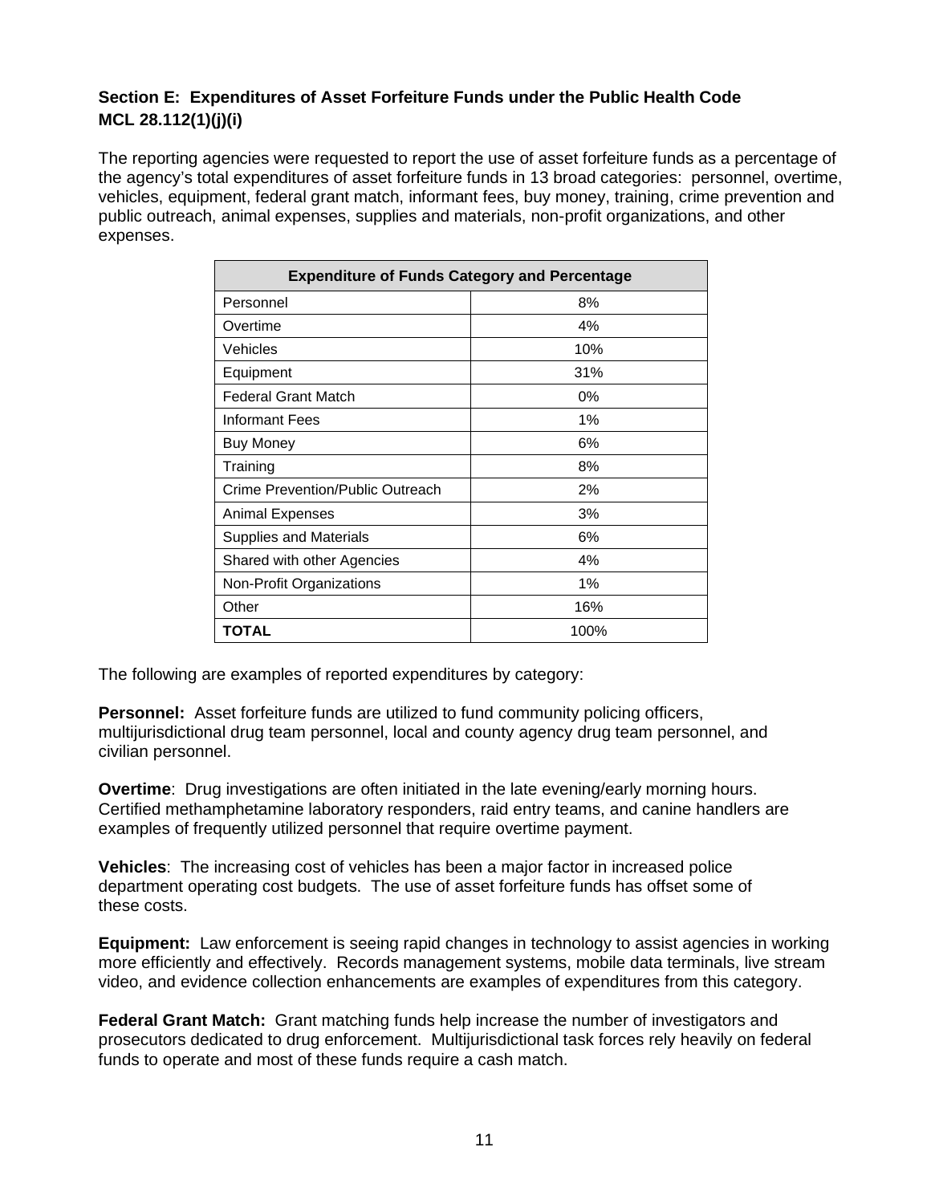**Section E: Expenditures of Asset Forfeiture Funds under the Public Health Code MCL 28.112(1)(j)(i)**

The reporting agencies were requested to report the use of asset forfeiture funds as a percentage of the agency's total expenditures of asset forfeiture funds in 13 broad categories: personnel, overtime, vehicles, equipment, federal grant match, informant fees, buy money, training, crime prevention and public outreach, animal expenses, supplies and materials, non-profit organizations, and other expenses.

| Expenditure of Funds Category and Percentage | |
|---|---|
| Personnel | 8% |
| Overtime | 4% |
| Vehicles | 10% |
| Equipment | 31% |
| Federal Grant Match | 0% |
| Informant Fees | 1% |
| Buy Money | 6% |
| Training | 8% |
| Crime Prevention/Public Outreach | 2% |
| Animal Expenses | 3% |
| Supplies and Materials | 6% |
| Shared with other Agencies | 4% |
| Non-Profit Organizations | 1% |
| Other | 16% |
| **TOTAL** | 100% |

The following are examples of reported expenditures by category:

**Personnel:** Asset forfeiture funds are utilized to fund community policing officers, multijurisdictional drug team personnel, local and county agency drug team personnel, and civilian personnel.

**Overtime**: Drug investigations are often initiated in the late evening/early morning hours. Certified methamphetamine laboratory responders, raid entry teams, and canine handlers are examples of frequently utilized personnel that require overtime payment.

**Vehicles**: The increasing cost of vehicles has been a major factor in increased police department operating cost budgets. The use of asset forfeiture funds has offset some of these costs.

**Equipment:** Law enforcement is seeing rapid changes in technology to assist agencies in working more efficiently and effectively. Records management systems, mobile data terminals, live stream video, and evidence collection enhancements are examples of expenditures from this category.

**Federal Grant Match:** Grant matching funds help increase the number of investigators and prosecutors dedicated to drug enforcement. Multijurisdictional task forces rely heavily on federal funds to operate and most of these funds require a cash match.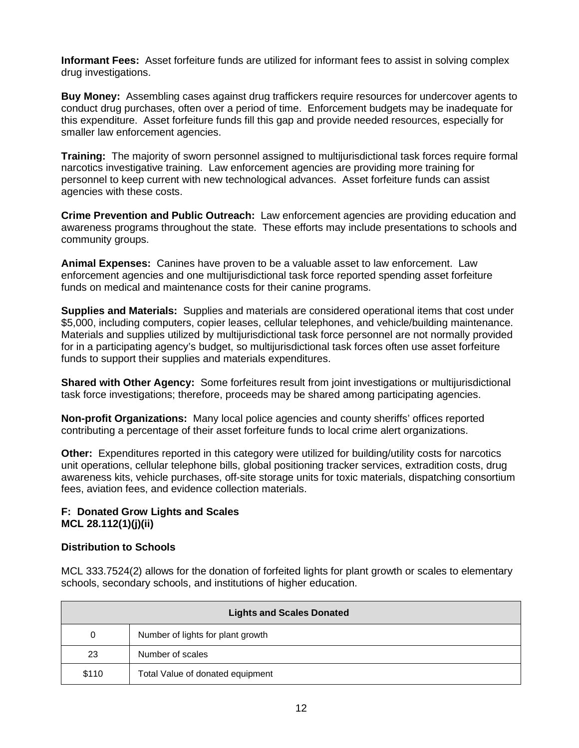**Informant Fees:** Asset forfeiture funds are utilized for informant fees to assist in solving complex drug investigations.

**Buy Money:** Assembling cases against drug traffickers require resources for undercover agents to conduct drug purchases, often over a period of time. Enforcement budgets may be inadequate for this expenditure. Asset forfeiture funds fill this gap and provide needed resources, especially for smaller law enforcement agencies.

**Training:** The majority of sworn personnel assigned to multijurisdictional task forces require formal narcotics investigative training. Law enforcement agencies are providing more training for personnel to keep current with new technological advances. Asset forfeiture funds can assist agencies with these costs.

**Crime Prevention and Public Outreach:** Law enforcement agencies are providing education and awareness programs throughout the state. These efforts may include presentations to schools and community groups.

**Animal Expenses:** Canines have proven to be a valuable asset to law enforcement. Law enforcement agencies and one multijurisdictional task force reported spending asset forfeiture funds on medical and maintenance costs for their canine programs.

**Supplies and Materials:** Supplies and materials are considered operational items that cost under $5,000, including computers, copier leases, cellular telephones, and vehicle/building maintenance. Materials and supplies utilized by multijurisdictional task force personnel are not normally provided for in a participating agency's budget, so multijurisdictional task forces often use asset forfeiture funds to support their supplies and materials expenditures.

**Shared with Other Agency:** Some forfeitures result from joint investigations or multijurisdictional task force investigations; therefore, proceeds may be shared among participating agencies.

**Non-profit Organizations:** Many local police agencies and county sheriffs' offices reported contributing a percentage of their asset forfeiture funds to local crime alert organizations.

**Other:** Expenditures reported in this category were utilized for building/utility costs for narcotics unit operations, cellular telephone bills, global positioning tracker services, extradition costs, drug awareness kits, vehicle purchases, off-site storage units for toxic materials, dispatching consortium fees, aviation fees, and evidence collection materials.

**F: Donated Grow Lights and Scales**
**MCL 28.112(1)(j)(ii)**

**Distribution to Schools**

MCL 333.7524(2) allows for the donation of forfeited lights for plant growth or scales to elementary schools, secondary schools, and institutions of higher education.

| Lights and Scales Donated | |
|---|---|
| 0 | Number of lights for plant growth |
| 23 | Number of scales |
| $110 | Total Value of donated equipment |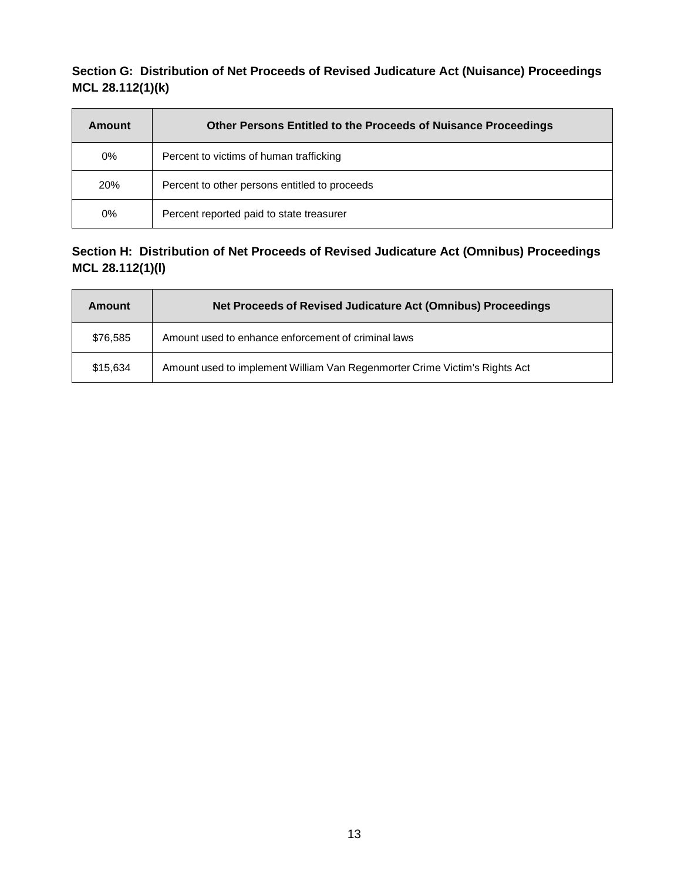## Section G: Distribution of Net Proceeds of Revised Judicature Act (Nuisance) Proceedings MCL 28.112(1)(k)

| Amount | Other Persons Entitled to the Proceeds of Nuisance Proceedings |
|---|---|
| 0% | Percent to victims of human trafficking |
| 20% | Percent to other persons entitled to proceeds |
| 0% | Percent reported paid to state treasurer |

## Section H: Distribution of Net Proceeds of Revised Judicature Act (Omnibus) Proceedings MCL 28.112(1)(l)

| Amount | Net Proceeds of Revised Judicature Act (Omnibus) Proceedings |
|---|---|
| $76,585 | Amount used to enhance enforcement of criminal laws |
| $15,634 | Amount used to implement William Van Regenmorter Crime Victim's Rights Act |